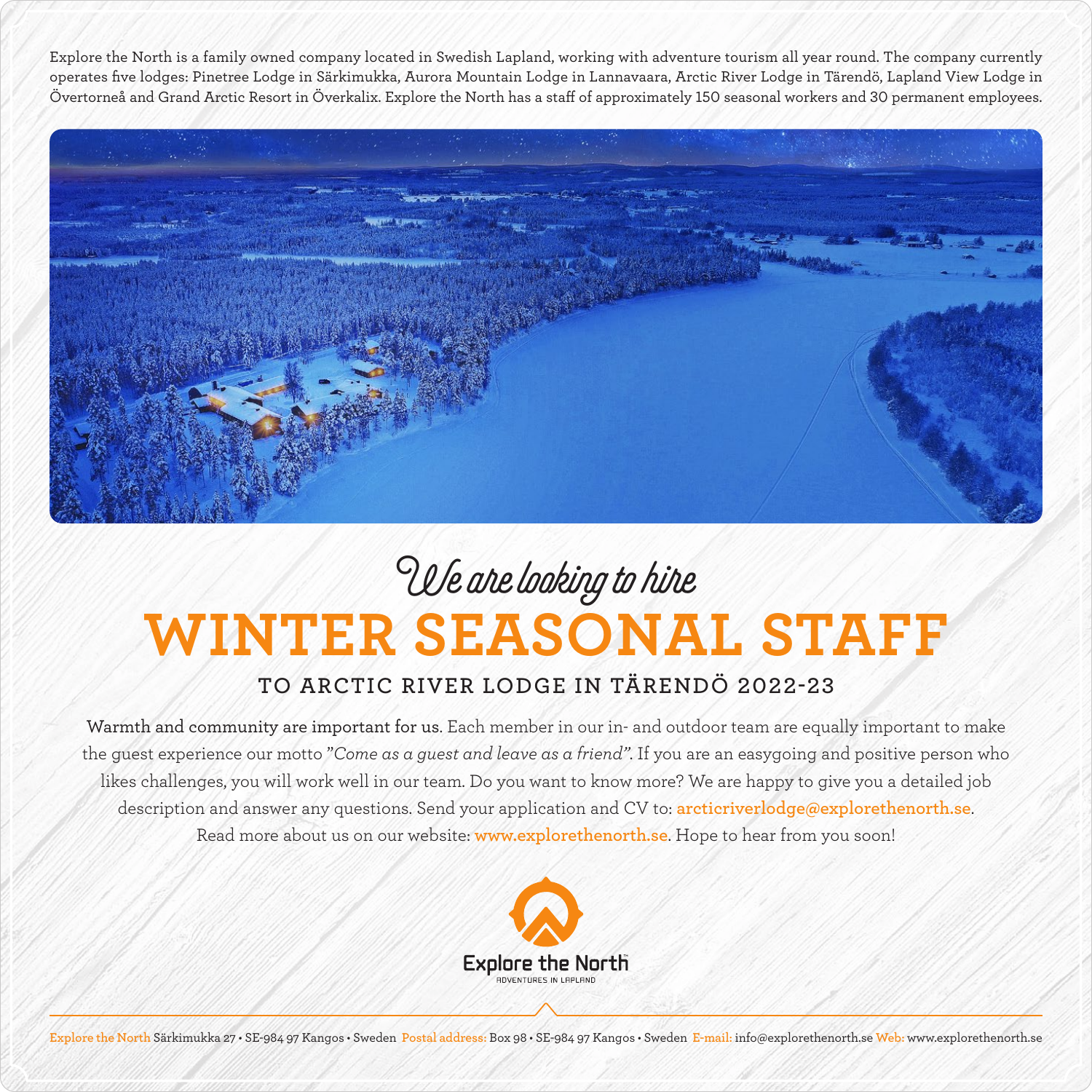Explore the North is a family owned company located in Swedish Lapland, working with adventure tourism all year round. The company currently operates five lodges: Pinetree Lodge in Särkimukka, Aurora Mountain Lodge in Lannavaara, Arctic River Lodge in Tärendö, Lapland View Lodge in Övertorneå and Grand Arctic Resort in Överkalix. Explore the North has a staff of approximately 150 seasonal workers and 30 permanent employees.

*We are looking to hire*

# WINTER SEASONAL STAFF

## TO ARCTIC RIVER LODGE IN TÄRENDÖ 2022-23

**Warmth and community are important for us.** Each member in our in- and outdoor team are equally important to make the guest experience our motto *"Come as a guest and leave as a friend"*. If you are an easygoing and positive person who likes challenges, you will work well in our team. Do you want to know more? We are happy to give you a detailed job description and answer any questions. Send your application and CV to: **arcticriverlodge@explorethenorth.se**. Read more about us on our website: **www.explorethenorth.se**. Hope to hear from you soon!

Explore the North
ADVENTURES IN LAPLAND

Explore the North Särkimukka 27 • SE-984 97 Kangos • Sweden Postal address: Box 98 • SE-984 97 Kangos • Sweden E-mail: info@explorethenorth.se Web: www.explorethenorth.se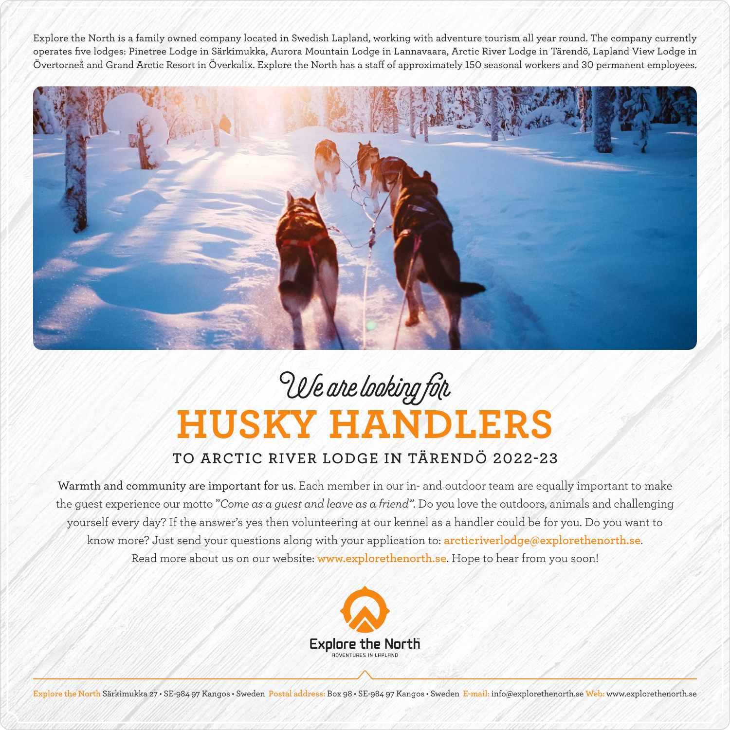Explore the North is a family owned company located in Swedish Lapland, working with adventure tourism all year round. The company currently operates five lodges: Pinetree Lodge in Särkimukka, Aurora Mountain Lodge in Lannavaara, Arctic River Lodge in Tärendö, Lapland View Lodge in Övertorneå and Grand Arctic Resort in Överkalix. Explore the North has a staff of approximately 150 seasonal workers and 30 permanent employees.

*We are looking for*

# HUSKY HANDLERS

## TO ARCTIC RIVER LODGE IN TÄRENDÖ 2022-23

**Warmth and community are important for us.** Each member in our in- and outdoor team are equally important to make the guest experience our motto *"Come as a guest and leave as a friend"*. Do you love the outdoors, animals and challenging yourself every day? If the answer's yes then volunteering at our kennel as a handler could be for you. Do you want to know more? Just send your questions along with your application to: **arcticriverlodge@explorethenorth.se**. Read more about us on our website: **www.explorethenorth.se**. Hope to hear from you soon!

Explore the North
ADVENTURES IN LAPLAND

Explore the North Särkimukka 27 • SE-984 97 Kangos • Sweden Postal address: Box 98 • SE-984 97 Kangos • Sweden E-mail: info@explorethenorth.se Web: www.explorethenorth.se